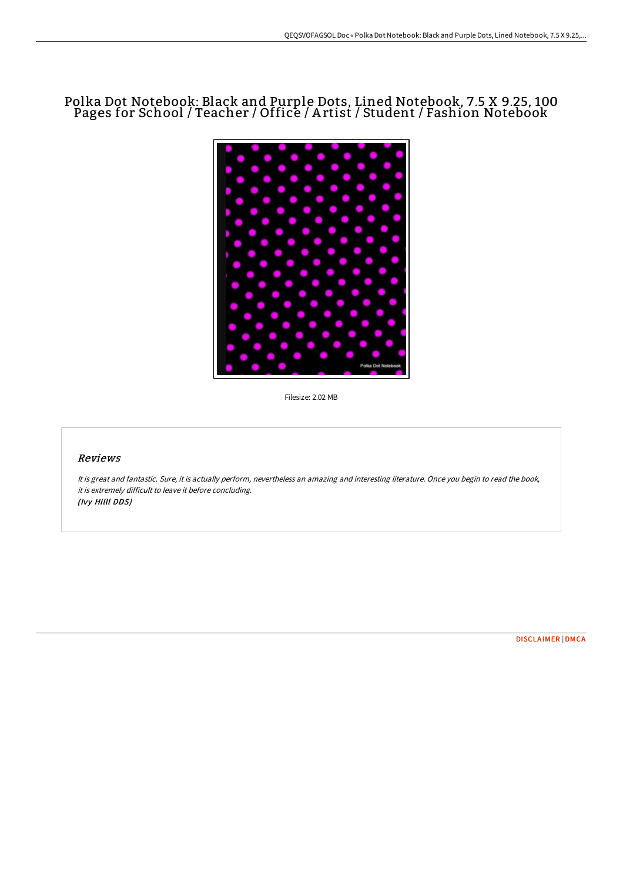# Polka Dot Notebook: Black and Purple Dots, Lined Notebook, 7.5 X 9.25, 100 Pages for School / Teacher / Office / Artist / Student / Fashion Notebook

Filesize: 2.02 MB

## Reviews

*It is great and fantastic. Sure, it is actually perform, nevertheless an amazing and interesting literature. Once you begin to read the book, it is extremely difficult to leave it before concluding.*
*(Ivy Hilll DDS)*

DISCLAIMER | DMCA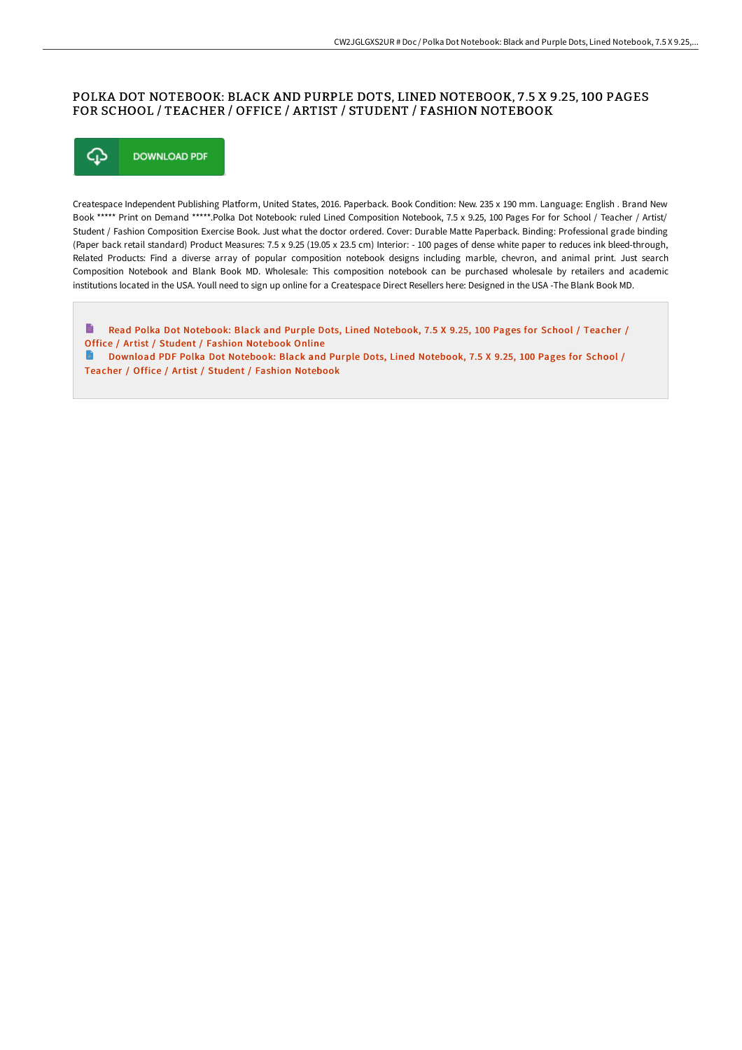# POLKA DOT NOTEBOOK: BLACK AND PURPLE DOTS, LINED NOTEBOOK, 7.5 X 9.25, 100 PAGES FOR SCHOOL / TEACHER / OFFICE / ARTIST / STUDENT / FASHION NOTEBOOK

DOWNLOAD PDF

Createspace Independent Publishing Platform, United States, 2016. Paperback. Book Condition: New. 235 x 190 mm. Language: English . Brand New Book ***** Print on Demand *****.Polka Dot Notebook: ruled Lined Composition Notebook, 7.5 x 9.25, 100 Pages For for School / Teacher / Artist/ Student / Fashion Composition Exercise Book. Just what the doctor ordered. Cover: Durable Matte Paperback. Binding: Professional grade binding (Paper back retail standard) Product Measures: 7.5 x 9.25 (19.05 x 23.5 cm) Interior: - 100 pages of dense white paper to reduces ink bleed-through, Related Products: Find a diverse array of popular composition notebook designs including marble, chevron, and animal print. Just search Composition Notebook and Blank Book MD. Wholesale: This composition notebook can be purchased wholesale by retailers and academic institutions located in the USA. Youll need to sign up online for a Createspace Direct Resellers here: Designed in the USA -The Blank Book MD.

Read Polka Dot Notebook: Black and Purple Dots, Lined Notebook, 7.5 X 9.25, 100 Pages for School / Teacher / Office / Artist / Student / Fashion Notebook Online

Download PDF Polka Dot Notebook: Black and Purple Dots, Lined Notebook, 7.5 X 9.25, 100 Pages for School / Teacher / Office / Artist / Student / Fashion Notebook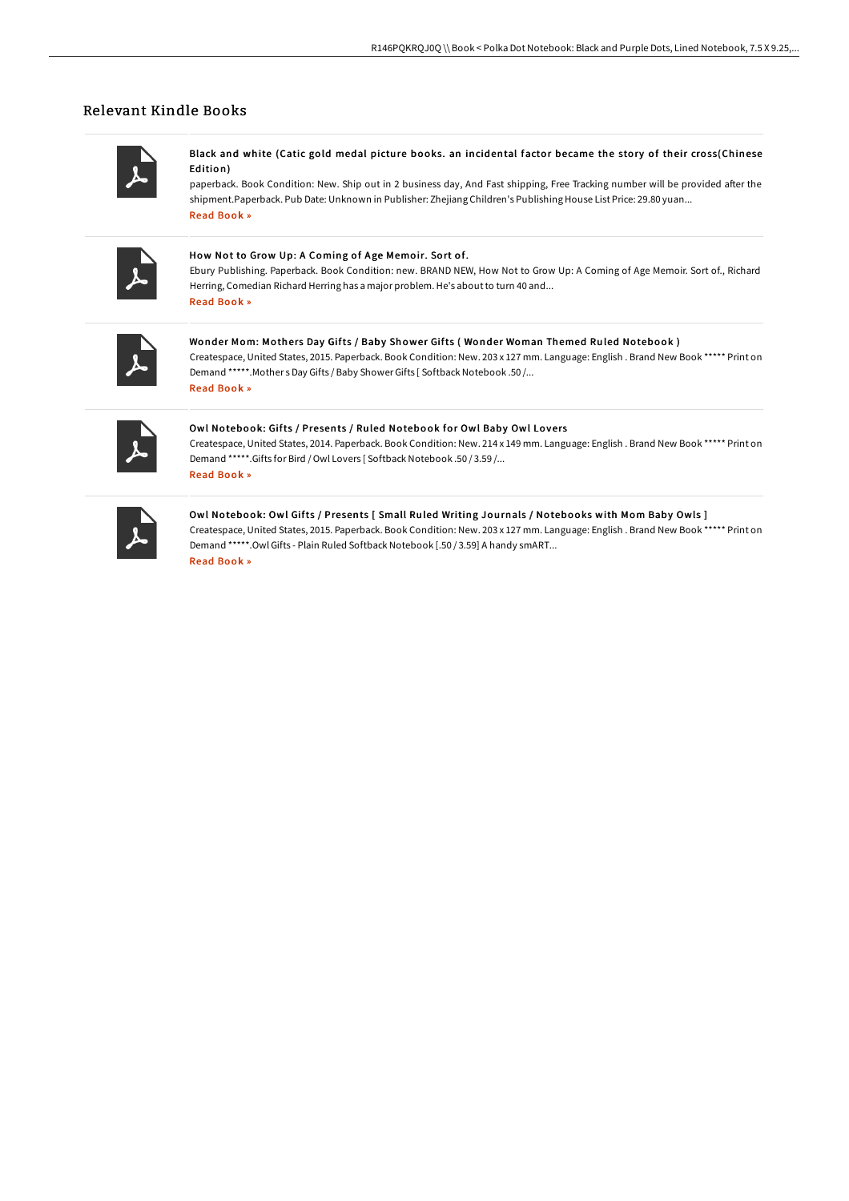## Relevant Kindle Books

**Black and white (Catic gold medal picture books. an incidental factor became the story of their cross(Chinese Edition)**

paperback. Book Condition: New. Ship out in 2 business day, And Fast shipping, Free Tracking number will be provided after the shipment.Paperback. Pub Date: Unknown in Publisher: Zhejiang Children's Publishing House List Price: 29.80 yuan...

Read Book »

**How Not to Grow Up: A Coming of Age Memoir. Sort of.**

Ebury Publishing. Paperback. Book Condition: new. BRAND NEW, How Not to Grow Up: A Coming of Age Memoir. Sort of., Richard Herring, Comedian Richard Herring has a major problem. He's about to turn 40 and...

Read Book »

**Wonder Mom: Mothers Day Gifts / Baby Shower Gifts ( Wonder Woman Themed Ruled Notebook )**

Createspace, United States, 2015. Paperback. Book Condition: New. 203 x 127 mm. Language: English . Brand New Book ***** Print on Demand *****.Mother s Day Gifts / Baby Shower Gifts [ Softback Notebook .50 /...

Read Book »

**Owl Notebook: Gifts / Presents / Ruled Notebook for Owl Baby Owl Lovers**

Createspace, United States, 2014. Paperback. Book Condition: New. 214 x 149 mm. Language: English . Brand New Book ***** Print on Demand *****.Gifts for Bird / Owl Lovers [ Softback Notebook .50 / 3.59 /...

Read Book »

**Owl Notebook: Owl Gifts / Presents [ Small Ruled Writing Journals / Notebooks with Mom Baby Owls ]**

Createspace, United States, 2015. Paperback. Book Condition: New. 203 x 127 mm. Language: English . Brand New Book ***** Print on Demand *****.Owl Gifts - Plain Ruled Softback Notebook [.50 / 3.59] A handy smART...

Read Book »